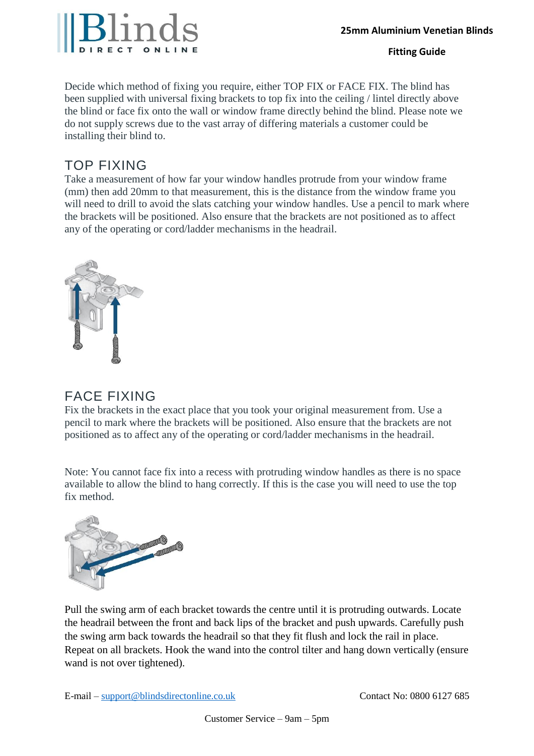# 25mm Aluminium Venetian Blinds

## Fitting Guide

Decide which method of fixing you require, either TOP FIX or FACE FIX. The blind has been supplied with universal fixing brackets to top fix into the ceiling / lintel directly above the blind or face fix onto the wall or window frame directly behind the blind. Please note we do not supply screws due to the vast array of differing materials a customer could be installing their blind to.

## TOP FIXING

Take a measurement of how far your window handles protrude from your window frame (mm) then add 20mm to that measurement, this is the distance from the window frame you will need to drill to avoid the slats catching your window handles. Use a pencil to mark where the brackets will be positioned. Also ensure that the brackets are not positioned as to affect any of the operating or cord/ladder mechanisms in the headrail.

## FACE FIXING

Fix the brackets in the exact place that you took your original measurement from. Use a pencil to mark where the brackets will be positioned. Also ensure that the brackets are not positioned as to affect any of the operating or cord/ladder mechanisms in the headrail.

Note: You cannot face fix into a recess with protruding window handles as there is no space available to allow the blind to hang correctly. If this is the case you will need to use the top fix method.

Pull the swing arm of each bracket towards the centre until it is protruding outwards. Locate the headrail between the front and back lips of the bracket and push upwards. Carefully push the swing arm back towards the headrail so that they fit flush and lock the rail in place. Repeat on all brackets. Hook the wand into the control tilter and hang down vertically (ensure wand is not over tightened).

E-mail – support@blindsdirectonline.co.uk

Contact No: 0800 6127 685

Customer Service – 9am – 5pm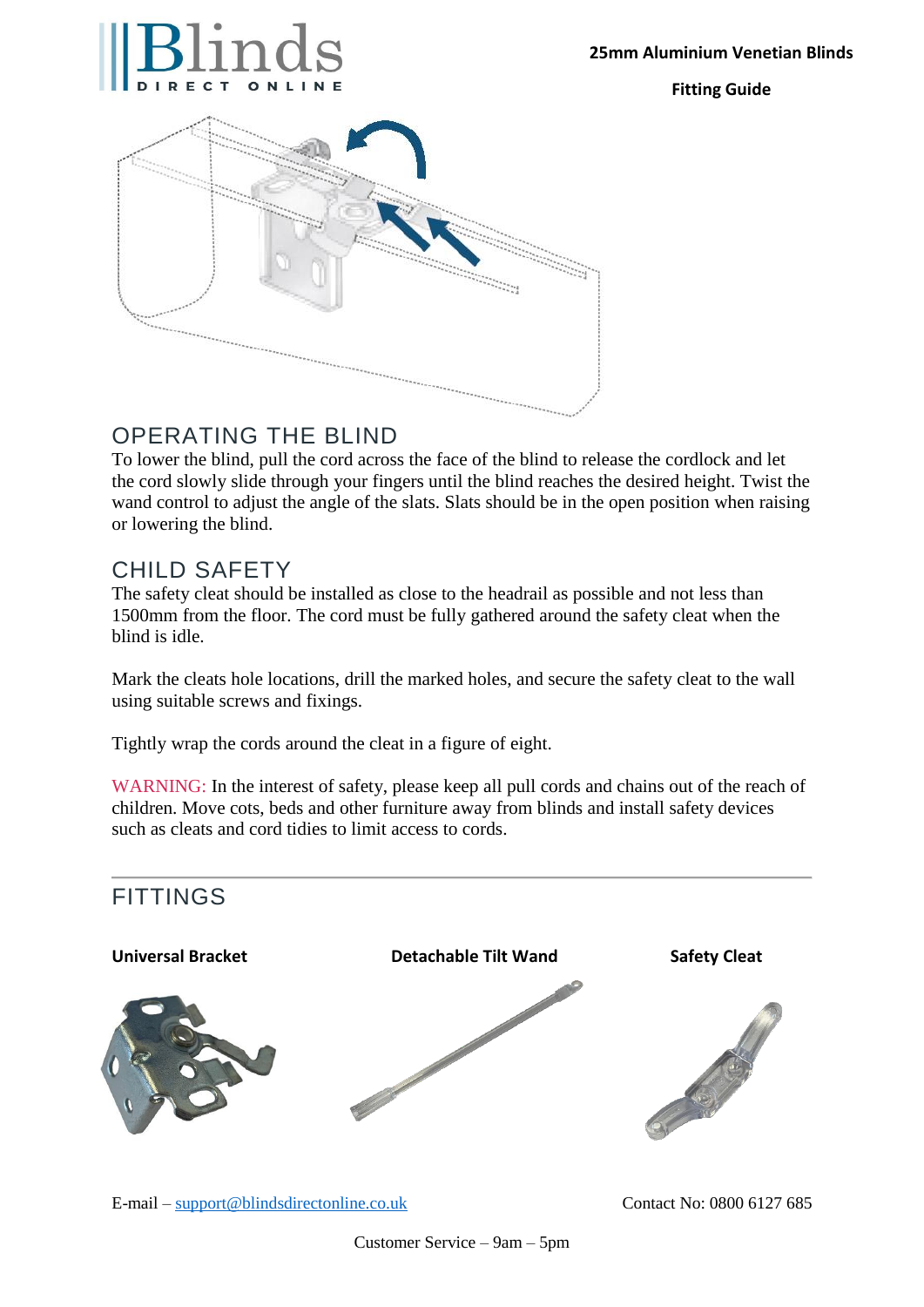## OPERATING THE BLIND

To lower the blind, pull the cord across the face of the blind to release the cordlock and let the cord slowly slide through your fingers until the blind reaches the desired height. Twist the wand control to adjust the angle of the slats. Slats should be in the open position when raising or lowering the blind.

## CHILD SAFETY

The safety cleat should be installed as close to the headrail as possible and not less than 1500mm from the floor. The cord must be fully gathered around the safety cleat when the blind is idle.

Mark the cleats hole locations, drill the marked holes, and secure the safety cleat to the wall using suitable screws and fixings.

Tightly wrap the cords around the cleat in a figure of eight.

WARNING: In the interest of safety, please keep all pull cords and chains out of the reach of children. Move cots, beds and other furniture away from blinds and install safety devices such as cleats and cord tidies to limit access to cords.

---

## FITTINGS

**Universal Bracket**

**Detachable Tilt Wand**

**Safety Cleat**

E-mail – support@blindsdirectonline.co.uk

Contact No: 0800 6127 685

Customer Service – 9am – 5pm